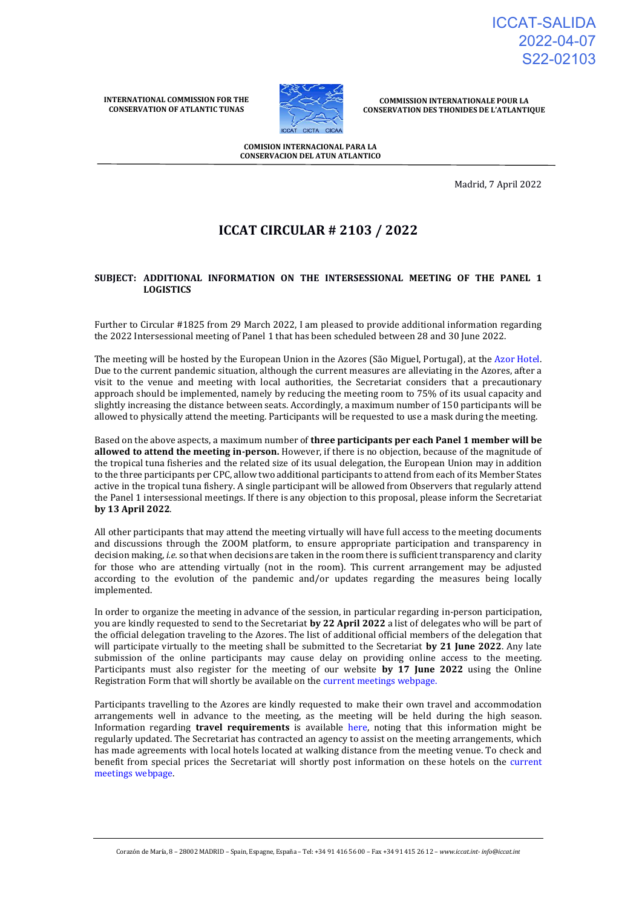ICCAT-SALIDA
2022-04-07
S22-02103

**INTERNATIONAL COMMISSION FOR THE CONSERVATION OF ATLANTIC TUNAS**

**COMMISSION INTERNATIONALE POUR LA CONSERVATION DES THONIDES DE L'ATLANTIQUE**

**COMISION INTERNACIONAL PARA LA CONSERVACION DEL ATUN ATLANTICO**

Madrid, 7 April 2022

# ICCAT CIRCULAR # 2103 / 2022

**SUBJECT: ADDITIONAL INFORMATION ON THE INTERSESSIONAL MEETING OF THE PANEL 1 LOGISTICS**

Further to Circular #1825 from 29 March 2022, I am pleased to provide additional information regarding the 2022 Intersessional meeting of Panel 1 that has been scheduled between 28 and 30 June 2022.

The meeting will be hosted by the European Union in the Azores (São Miguel, Portugal), at the Azor Hotel. Due to the current pandemic situation, although the current measures are alleviating in the Azores, after a visit to the venue and meeting with local authorities, the Secretariat considers that a precautionary approach should be implemented, namely by reducing the meeting room to 75% of its usual capacity and slightly increasing the distance between seats. Accordingly, a maximum number of 150 participants will be allowed to physically attend the meeting. Participants will be requested to use a mask during the meeting.

Based on the above aspects, a maximum number of **three participants per each Panel 1 member will be allowed to attend the meeting in-person.** However, if there is no objection, because of the magnitude of the tropical tuna fisheries and the related size of its usual delegation, the European Union may in addition to the three participants per CPC, allow two additional participants to attend from each of its Member States active in the tropical tuna fishery. A single participant will be allowed from Observers that regularly attend the Panel 1 intersessional meetings. If there is any objection to this proposal, please inform the Secretariat **by 13 April 2022**.

All other participants that may attend the meeting virtually will have full access to the meeting documents and discussions through the ZOOM platform, to ensure appropriate participation and transparency in decision making, *i.e.* so that when decisions are taken in the room there is sufficient transparency and clarity for those who are attending virtually (not in the room). This current arrangement may be adjusted according to the evolution of the pandemic and/or updates regarding the measures being locally implemented.

In order to organize the meeting in advance of the session, in particular regarding in-person participation, you are kindly requested to send to the Secretariat **by 22 April 2022** a list of delegates who will be part of the official delegation traveling to the Azores. The list of additional official members of the delegation that will participate virtually to the meeting shall be submitted to the Secretariat **by 21 June 2022**. Any late submission of the online participants may cause delay on providing online access to the meeting. Participants must also register for the meeting of our website **by 17 June 2022** using the Online Registration Form that will shortly be available on the current meetings webpage.

Participants travelling to the Azores are kindly requested to make their own travel and accommodation arrangements well in advance to the meeting, as the meeting will be held during the high season. Information regarding **travel requirements** is available here, noting that this information might be regularly updated. The Secretariat has contracted an agency to assist on the meeting arrangements, which has made agreements with local hotels located at walking distance from the meeting venue. To check and benefit from special prices the Secretariat will shortly post information on these hotels on the current meetings webpage.

Corazón de María, 8 – 28002 MADRID – Spain, Espagne, España – Tel: +34 91 416 56 00 – Fax +34 91 415 26 12 – *www.iccat.int- info@iccat.int*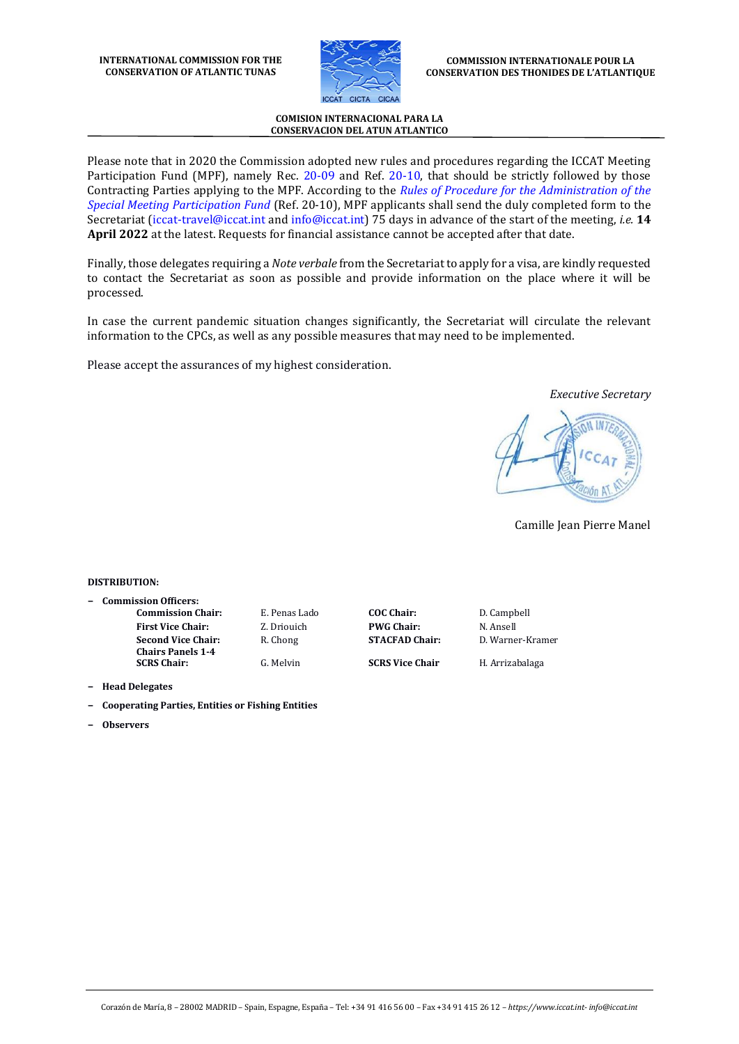Please note that in 2020 the Commission adopted new rules and procedures regarding the ICCAT Meeting Participation Fund (MPF), namely Rec. 20-09 and Ref. 20-10, that should be strictly followed by those Contracting Parties applying to the MPF. According to the *Rules of Procedure for the Administration of the Special Meeting Participation Fund* (Ref. 20-10), MPF applicants shall send the duly completed form to the Secretariat (iccat-travel@iccat.int and info@iccat.int) 75 days in advance of the start of the meeting, *i.e.* **14 April 2022** at the latest. Requests for financial assistance cannot be accepted after that date.

Finally, those delegates requiring a *Note verbale* from the Secretariat to apply for a visa, are kindly requested to contact the Secretariat as soon as possible and provide information on the place where it will be processed.

In case the current pandemic situation changes significantly, the Secretariat will circulate the relevant information to the CPCs, as well as any possible measures that may need to be implemented.

Please accept the assurances of my highest consideration.

*Executive Secretary*

Camille Jean Pierre Manel

**DISTRIBUTION:**

- **Commission Officers:**

| | | | |
|---|---|---|---|
| **Commission Chair:** | E. Penas Lado | **COC Chair:** | D. Campbell |
| **First Vice Chair:** | Z. Driouich | **PWG Chair:** | N. Ansell |
| **Second Vice Chair:** | R. Chong | **STACFAD Chair:** | D. Warner-Kramer |
| **Chairs Panels 1-4** | | | |
| **SCRS Chair:** | G. Melvin | **SCRS Vice Chair** | H. Arrizabalaga |

- **Head Delegates**
- **Cooperating Parties, Entities or Fishing Entities**
- **Observers**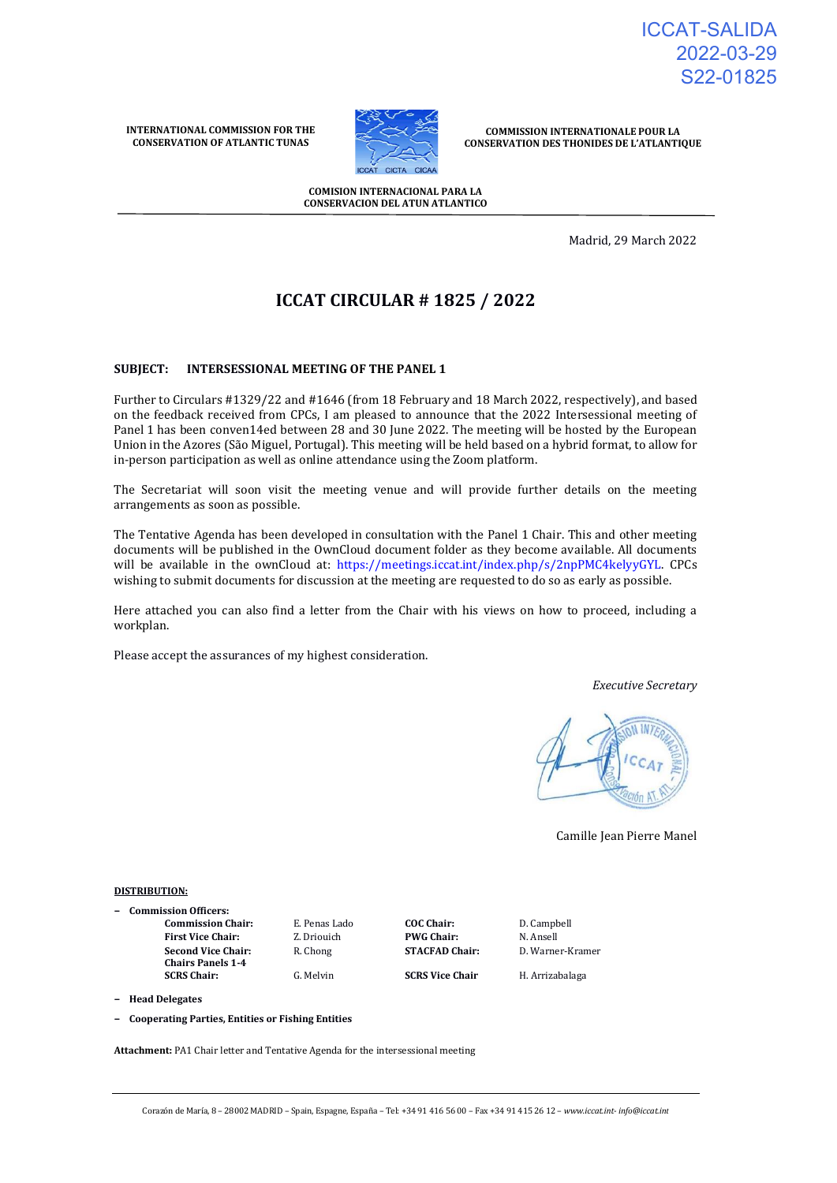ICCAT-SALIDA
2022-03-29
S22-01825

**INTERNATIONAL COMMISSION FOR THE CONSERVATION OF ATLANTIC TUNAS**

**COMMISSION INTERNATIONALE POUR LA CONSERVATION DES THONIDES DE L'ATLANTIQUE**

**COMISION INTERNACIONAL PARA LA CONSERVACION DEL ATUN ATLANTICO**

Madrid, 29 March 2022

# ICCAT CIRCULAR # 1825 / 2022

**SUBJECT: INTERSESSIONAL MEETING OF THE PANEL 1**

Further to Circulars #1329/22 and #1646 (from 18 February and 18 March 2022, respectively), and based on the feedback received from CPCs, I am pleased to announce that the 2022 Intersessional meeting of Panel 1 has been conven14ed between 28 and 30 June 2022. The meeting will be hosted by the European Union in the Azores (São Miguel, Portugal). This meeting will be held based on a hybrid format, to allow for in-person participation as well as online attendance using the Zoom platform.

The Secretariat will soon visit the meeting venue and will provide further details on the meeting arrangements as soon as possible.

The Tentative Agenda has been developed in consultation with the Panel 1 Chair. This and other meeting documents will be published in the OwnCloud document folder as they become available. All documents will be available in the ownCloud at: https://meetings.iccat.int/index.php/s/2npPMC4kelyyGYL. CPCs wishing to submit documents for discussion at the meeting are requested to do so as early as possible.

Here attached you can also find a letter from the Chair with his views on how to proceed, including a workplan.

Please accept the assurances of my highest consideration.

*Executive Secretary*

Camille Jean Pierre Manel

**DISTRIBUTION:**

- **Commission Officers:**

| | | | |
|---|---|---|---|
| **Commission Chair:** | E. Penas Lado | **COC Chair:** | D. Campbell |
| **First Vice Chair:** | Z. Driouich | **PWG Chair:** | N. Ansell |
| **Second Vice Chair:** | R. Chong | **STACFAD Chair:** | D. Warner-Kramer |
| **Chairs Panels 1-4** | | | |
| **SCRS Chair:** | G. Melvin | **SCRS Vice Chair** | H. Arrizabalaga |

- **Head Delegates**
- **Cooperating Parties, Entities or Fishing Entities**

**Attachment:** PA1 Chair letter and Tentative Agenda for the intersessional meeting

Corazón de María, 8 – 28002 MADRID – Spain, Espagne, España – Tel: +34 91 416 56 00 – Fax +34 91 415 26 12 – *www.iccat.int- info@iccat.int*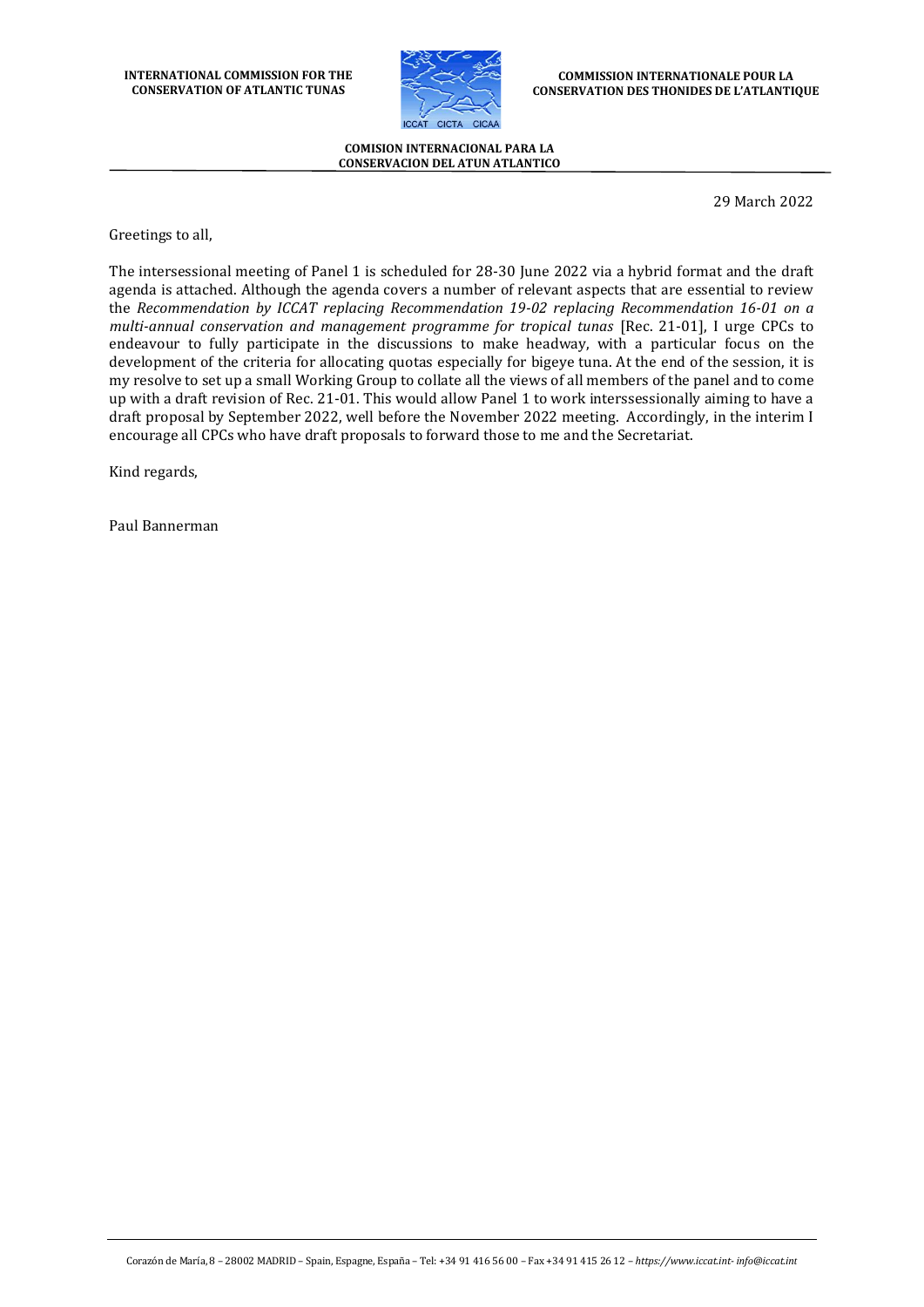**INTERNATIONAL COMMISSION FOR THE CONSERVATION OF ATLANTIC TUNAS**

**COMMISSION INTERNATIONALE POUR LA CONSERVATION DES THONIDES DE L'ATLANTIQUE**

**COMISION INTERNACIONAL PARA LA CONSERVACION DEL ATUN ATLANTICO**

29 March 2022

Greetings to all,

The intersessional meeting of Panel 1 is scheduled for 28-30 June 2022 via a hybrid format and the draft agenda is attached. Although the agenda covers a number of relevant aspects that are essential to review the *Recommendation by ICCAT replacing Recommendation 19-02 replacing Recommendation 16-01 on a multi-annual conservation and management programme for tropical tunas* [Rec. 21-01], I urge CPCs to endeavour to fully participate in the discussions to make headway, with a particular focus on the development of the criteria for allocating quotas especially for bigeye tuna. At the end of the session, it is my resolve to set up a small Working Group to collate all the views of all members of the panel and to come up with a draft revision of Rec. 21-01. This would allow Panel 1 to work interssessionally aiming to have a draft proposal by September 2022, well before the November 2022 meeting. Accordingly, in the interim I encourage all CPCs who have draft proposals to forward those to me and the Secretariat.

Kind regards,

Paul Bannerman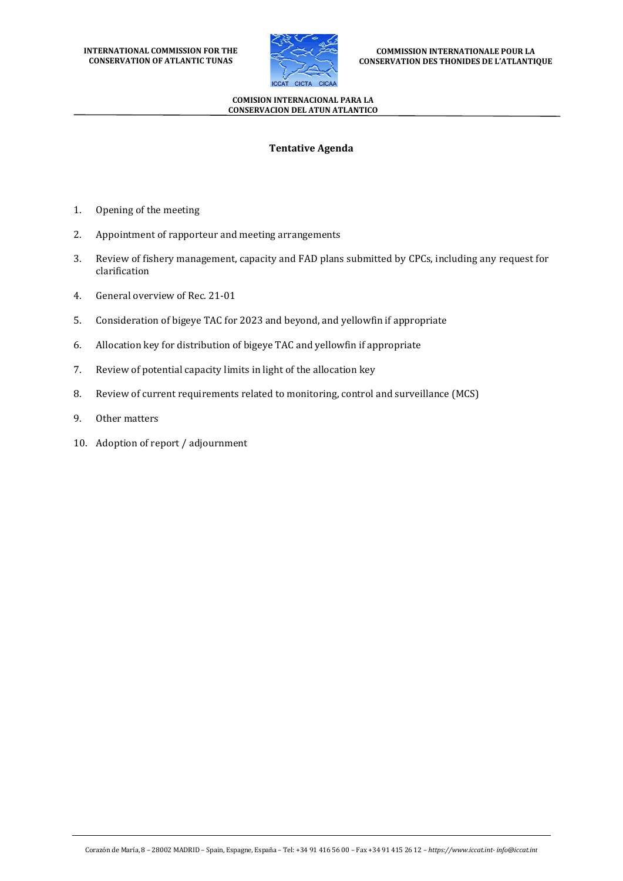# Tentative Agenda

1. Opening of the meeting
2. Appointment of rapporteur and meeting arrangements
3. Review of fishery management, capacity and FAD plans submitted by CPCs, including any request for clarification
4. General overview of Rec. 21-01
5. Consideration of bigeye TAC for 2023 and beyond, and yellowfin if appropriate
6. Allocation key for distribution of bigeye TAC and yellowfin if appropriate
7. Review of potential capacity limits in light of the allocation key
8. Review of current requirements related to monitoring, control and surveillance (MCS)
9. Other matters
10. Adoption of report / adjournment